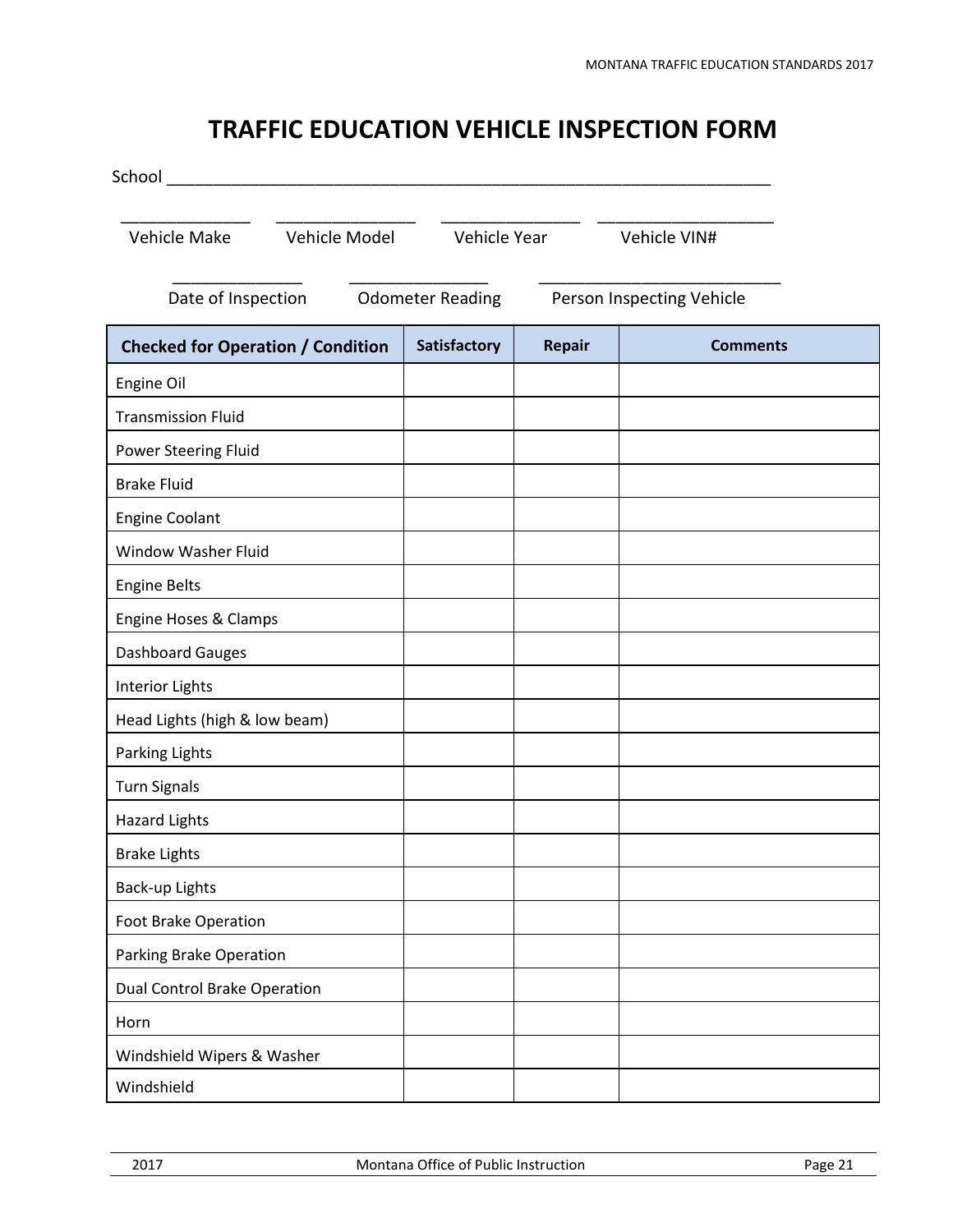# TRAFFIC EDUCATION VEHICLE INSPECTION FORM

School ___________________________________________________________________

______________ ______________ ______________ __________________

Vehicle Make Vehicle Model Vehicle Year Vehicle VIN#

______________ ______________ __________________________

Date of Inspection Odometer Reading Person Inspecting Vehicle

| Checked for Operation / Condition | Satisfactory | Repair | Comments |
|---|---|---|---|
| Engine Oil | | | |
| Transmission Fluid | | | |
| Power Steering Fluid | | | |
| Brake Fluid | | | |
| Engine Coolant | | | |
| Window Washer Fluid | | | |
| Engine Belts | | | |
| Engine Hoses & Clamps | | | |
| Dashboard Gauges | | | |
| Interior Lights | | | |
| Head Lights (high & low beam) | | | |
| Parking Lights | | | |
| Turn Signals | | | |
| Hazard Lights | | | |
| Brake Lights | | | |
| Back-up Lights | | | |
| Foot Brake Operation | | | |
| Parking Brake Operation | | | |
| Dual Control Brake Operation | | | |
| Horn | | | |
| Windshield Wipers & Washer | | | |
| Windshield | | | |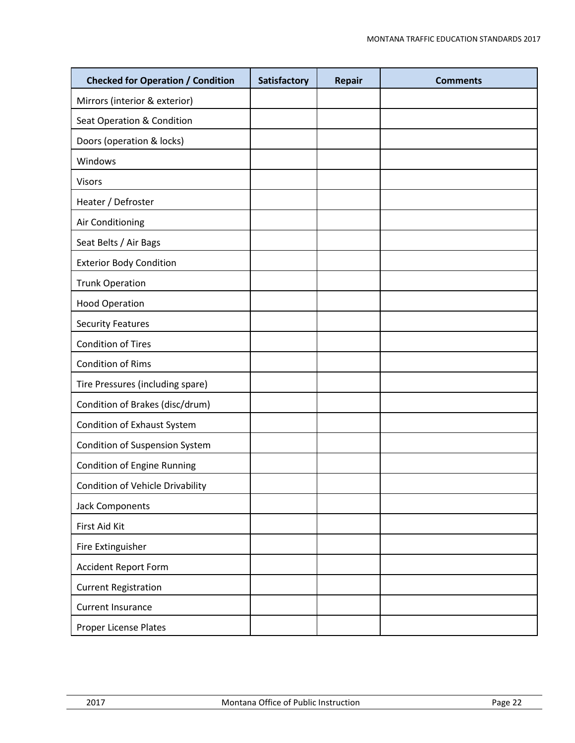| Checked for Operation / Condition | Satisfactory | Repair | Comments |
| --- | --- | --- | --- |
| Mirrors (interior & exterior) | | | |
| Seat Operation & Condition | | | |
| Doors (operation & locks) | | | |
| Windows | | | |
| Visors | | | |
| Heater / Defroster | | | |
| Air Conditioning | | | |
| Seat Belts / Air Bags | | | |
| Exterior Body Condition | | | |
| Trunk Operation | | | |
| Hood Operation | | | |
| Security Features | | | |
| Condition of Tires | | | |
| Condition of Rims | | | |
| Tire Pressures (including spare) | | | |
| Condition of Brakes (disc/drum) | | | |
| Condition of Exhaust System | | | |
| Condition of Suspension System | | | |
| Condition of Engine Running | | | |
| Condition of Vehicle Drivability | | | |
| Jack Components | | | |
| First Aid Kit | | | |
| Fire Extinguisher | | | |
| Accident Report Form | | | |
| Current Registration | | | |
| Current Insurance | | | |
| Proper License Plates | | | |